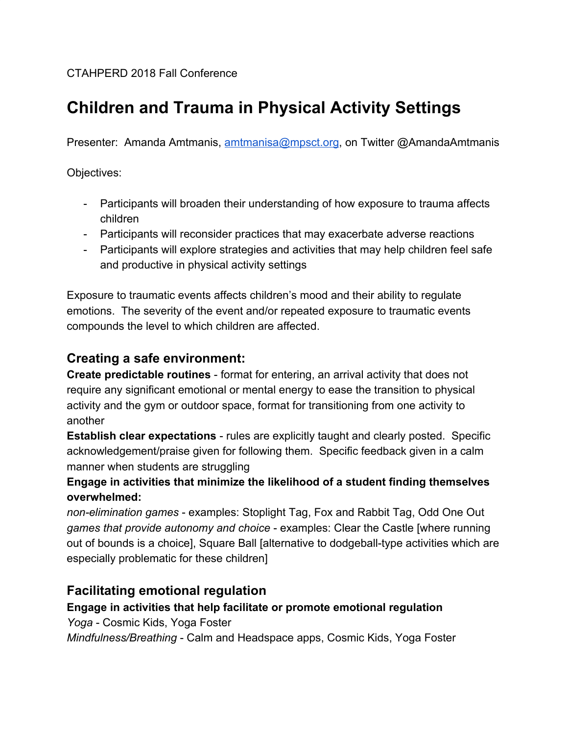CTAHPERD 2018 Fall Conference

# Children and Trauma in Physical Activity Settings

Presenter: Amanda Amtmanis, [amtmanisa@mpsct.org](mailto:amtmanisa@mpsct.org), on Twitter @AmandaAmtmanis

Objectives:

- Participants will broaden their understanding of how exposure to trauma affects children
- Participants will reconsider practices that may exacerbate adverse reactions
- Participants will explore strategies and activities that may help children feel safe and productive in physical activity settings

Exposure to traumatic events affects children's mood and their ability to regulate emotions. The severity of the event and/or repeated exposure to traumatic events compounds the level to which children are affected.

## Creating a safe environment:

**Create predictable routines** - format for entering, an arrival activity that does not require any significant emotional or mental energy to ease the transition to physical activity and the gym or outdoor space, format for transitioning from one activity to another

**Establish clear expectations** - rules are explicitly taught and clearly posted. Specific acknowledgement/praise given for following them. Specific feedback given in a calm manner when students are struggling

**Engage in activities that minimize the likelihood of a student finding themselves overwhelmed:**

*non-elimination games* - examples: Stoplight Tag, Fox and Rabbit Tag, Odd One Out

*games that provide autonomy and choice* - examples: Clear the Castle [where running out of bounds is a choice], Square Ball [alternative to dodgeball-type activities which are especially problematic for these children]

## Facilitating emotional regulation

**Engage in activities that help facilitate or promote emotional regulation**

*Yoga* - Cosmic Kids, Yoga Foster

*Mindfulness/Breathing* - Calm and Headspace apps, Cosmic Kids, Yoga Foster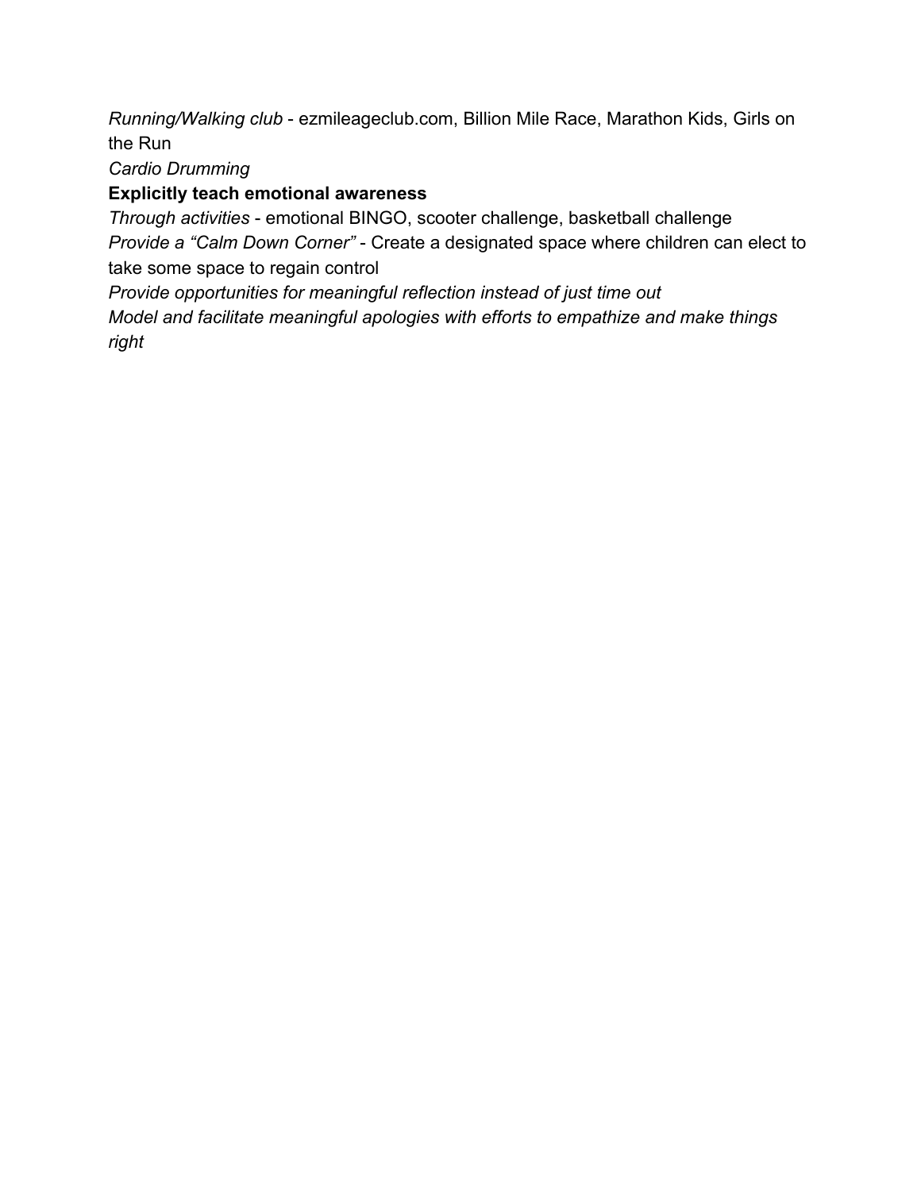*Running/Walking club* - ezmileageclub.com, Billion Mile Race, Marathon Kids, Girls on the Run

*Cardio Drumming*

**Explicitly teach emotional awareness**

*Through activities* - emotional BINGO, scooter challenge, basketball challenge

*Provide a "Calm Down Corner"* - Create a designated space where children can elect to take some space to regain control

*Provide opportunities for meaningful reflection instead of just time out*

*Model and facilitate meaningful apologies with efforts to empathize and make things right*